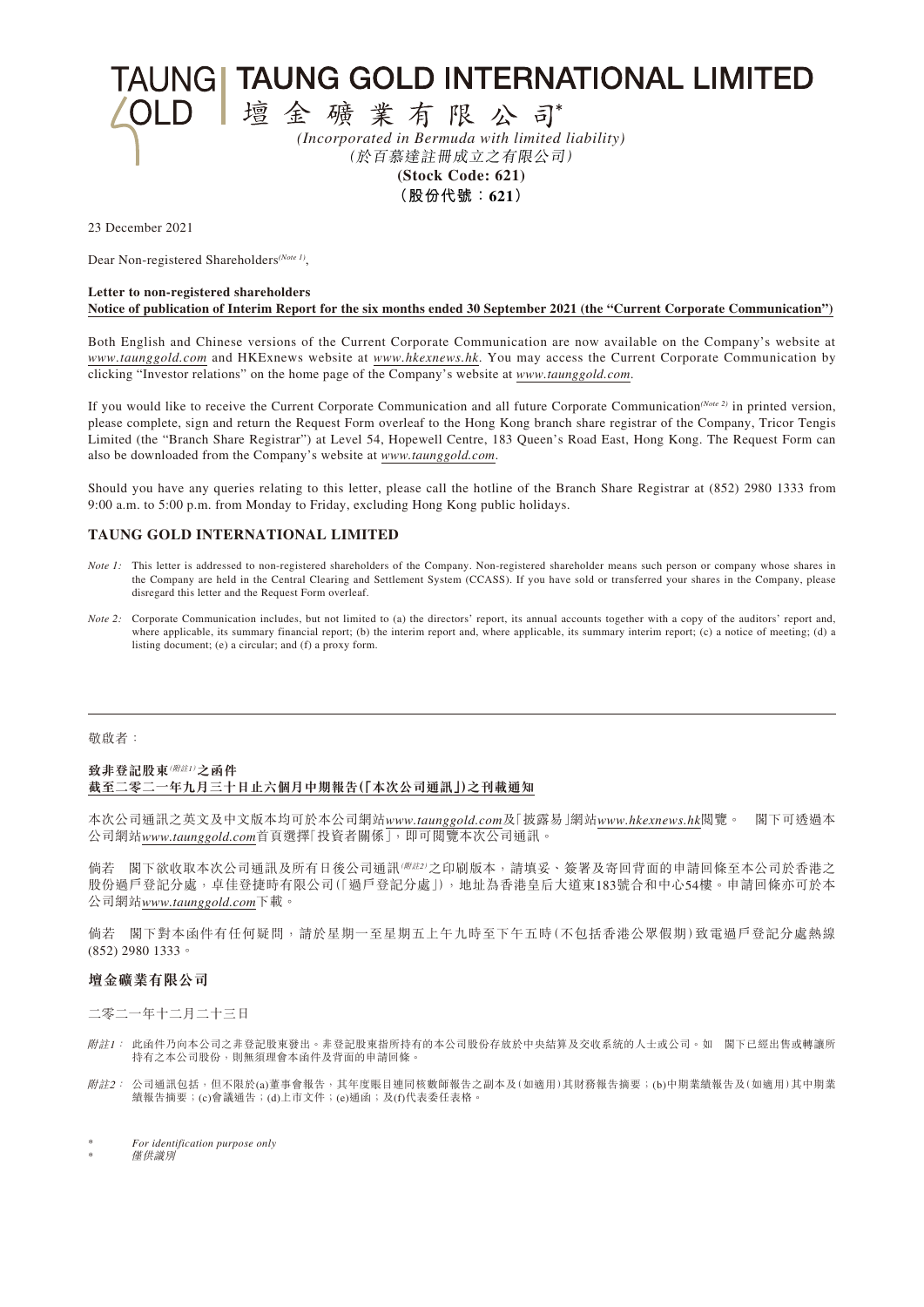# TAUNG GOLD INTERNATIONAL LIMITED

# 壇金礦業有限公司*

*(Incorporated in Bermuda with limited liability)*

*(於百慕達註冊成立之有限公司)*

**(Stock Code: 621)**

**(股份代號：621)**

23 December 2021

Dear Non-registered Shareholders*(Note 1)*,

**Letter to non-registered shareholders**

**Notice of publication of Interim Report for the six months ended 30 September 2021 (the "Current Corporate Communication")**

Both English and Chinese versions of the Current Corporate Communication are now available on the Company's website at *www.taunggold.com* and HKExnews website at *www.hkexnews.hk*. You may access the Current Corporate Communication by clicking "Investor relations" on the home page of the Company's website at *www.taunggold.com*.

If you would like to receive the Current Corporate Communication and all future Corporate Communication*(Note 2)* in printed version, please complete, sign and return the Request Form overleaf to the Hong Kong branch share registrar of the Company, Tricor Tengis Limited (the "Branch Share Registrar") at Level 54, Hopewell Centre, 183 Queen's Road East, Hong Kong. The Request Form can also be downloaded from the Company's website at *www.taunggold.com*.

Should you have any queries relating to this letter, please call the hotline of the Branch Share Registrar at (852) 2980 1333 from 9:00 a.m. to 5:00 p.m. from Monday to Friday, excluding Hong Kong public holidays.

**TAUNG GOLD INTERNATIONAL LIMITED**

*Note 1:* This letter is addressed to non-registered shareholders of the Company. Non-registered shareholder means such person or company whose shares in the Company are held in the Central Clearing and Settlement System (CCASS). If you have sold or transferred your shares in the Company, please disregard this letter and the Request Form overleaf.

*Note 2:* Corporate Communication includes, but not limited to (a) the directors' report, its annual accounts together with a copy of the auditors' report and, where applicable, its summary financial report; (b) the interim report and, where applicable, its summary interim report; (c) a notice of meeting; (d) a listing document; (e) a circular; and (f) a proxy form.

---

敬啟者：

**致非登記股東*(附註1)*之函件**

**截至二零二一年九月三十日止六個月中期報告(「本次公司通訊」)之刊載通知**

本次公司通訊之英文及中文版本均可於本公司網站*www.taunggold.com*及「披露易」網站*www.hkexnews.hk*閱覽。 閣下可透過本公司網站*www.taunggold.com*首頁選擇「投資者關係」，即可閱覽本次公司通訊。

倘若 閣下欲收取本次公司通訊及所有日後公司通訊*(附註2)*之印刷版本，請填妥、簽署及寄回背面的申請回條至本公司於香港之股份過戶登記分處，卓佳登捷時有限公司(「過戶登記分處」)，地址為香港皇后大道東183號合和中心54樓。申請回條亦可於本公司網站*www.taunggold.com*下載。

倘若 閣下對本函件有任何疑問，請於星期一至星期五上午九時至下午五時(不包括香港公眾假期)致電過戶登記分處熱線(852) 2980 1333。

**壇金礦業有限公司**

二零二一年十二月二十三日

*附註1：* 此函件乃向本公司之非登記股東發出。非登記股東指所持有的本公司股份存放於中央結算及交收系統的人士或公司。如 閣下已經出售或轉讓所持有之本公司股份，則無須理會本函件及背面的申請回條。

*附註2：* 公司通訊包括，但不限於(a)董事會報告，其年度賬目連同核數師報告之副本及(如適用)其財務報告摘要；(b)中期業績報告及(如適用)其中期業績報告摘要；(c)會議通告；(d)上市文件；(e)通函；及(f)代表委任表格。

\* *For identification purpose only*

\* *僅供識別*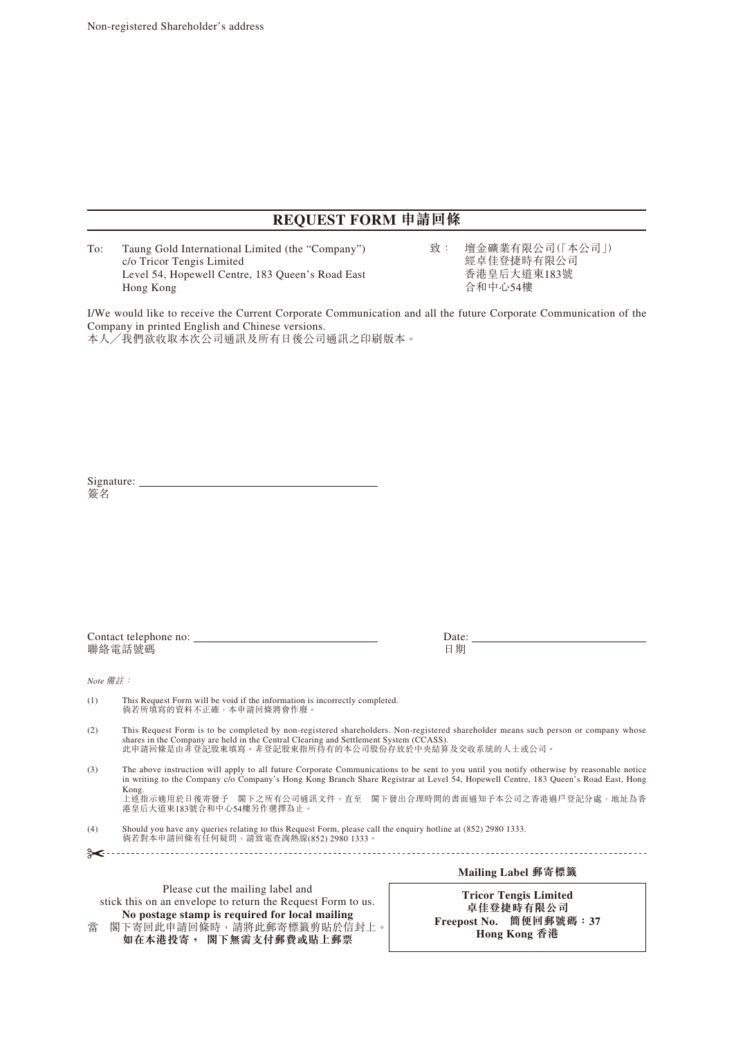Non-registered Shareholder's address

# REQUEST FORM 申請回條

To: Taung Gold International Limited (the "Company")
c/o Tricor Tengis Limited
Level 54, Hopewell Centre, 183 Queen's Road East
Hong Kong

致： 壇金礦業有限公司(「本公司」)
經卓佳登捷時有限公司
香港皇后大道東183號
合和中心54樓

I/We would like to receive the Current Corporate Communication and all the future Corporate Communication of the Company in printed English and Chinese versions.
本人／我們欲收取本次公司通訊及所有日後公司通訊之印刷版本。

Signature: ____________________
簽名

Contact telephone no: ____________________
聯絡電話號碼

Date: ____________________
日期

*Note 備註：*

(1) This Request Form will be void if the information is incorrectly completed.
倘若所填寫的資料不正確，本申請回條將會作廢。

(2) This Request Form is to be completed by non-registered shareholders. Non-registered shareholder means such person or company whose shares in the Company are held in the Central Clearing and Settlement System (CCASS).
此申請回條是由非登記股東填寫。非登記股東指所持有的本公司股份存放於中央結算及交收系統的人士或公司。

(3) The above instruction will apply to all future Corporate Communications to be sent to you until you notify otherwise by reasonable notice in writing to the Company c/o Company's Hong Kong Branch Share Registrar at Level 54, Hopewell Centre, 183 Queen's Road East, Hong Kong.
上述指示適用於日後寄發予　閣下之所有公司通訊文件，直至　閣下發出合理時間的書面通知予本公司之香港過戶登記分處，地址為香港皇后大道東183號合和中心54樓另作選擇為止。

(4) Should you have any queries relating to this Request Form, please call the enquiry hotline at (852) 2980 1333.
倘若對本申請回條有任何疑問，請致電查詢熱線(852) 2980 1333。

---

**Mailing Label 郵寄標籤**

Please cut the mailing label and stick this on an envelope to return the Request Form to us.
**No postage stamp is required for local mailing**
當　閣下寄回此申請回條時，請將此郵寄標籤剪貼於信封上。
**如在本港投寄，　閣下無需支付郵費或貼上郵票**

**Tricor Tengis Limited**
**卓佳登捷時有限公司**
**Freepost No.　簡便回郵號碼：37**
**Hong Kong 香港**